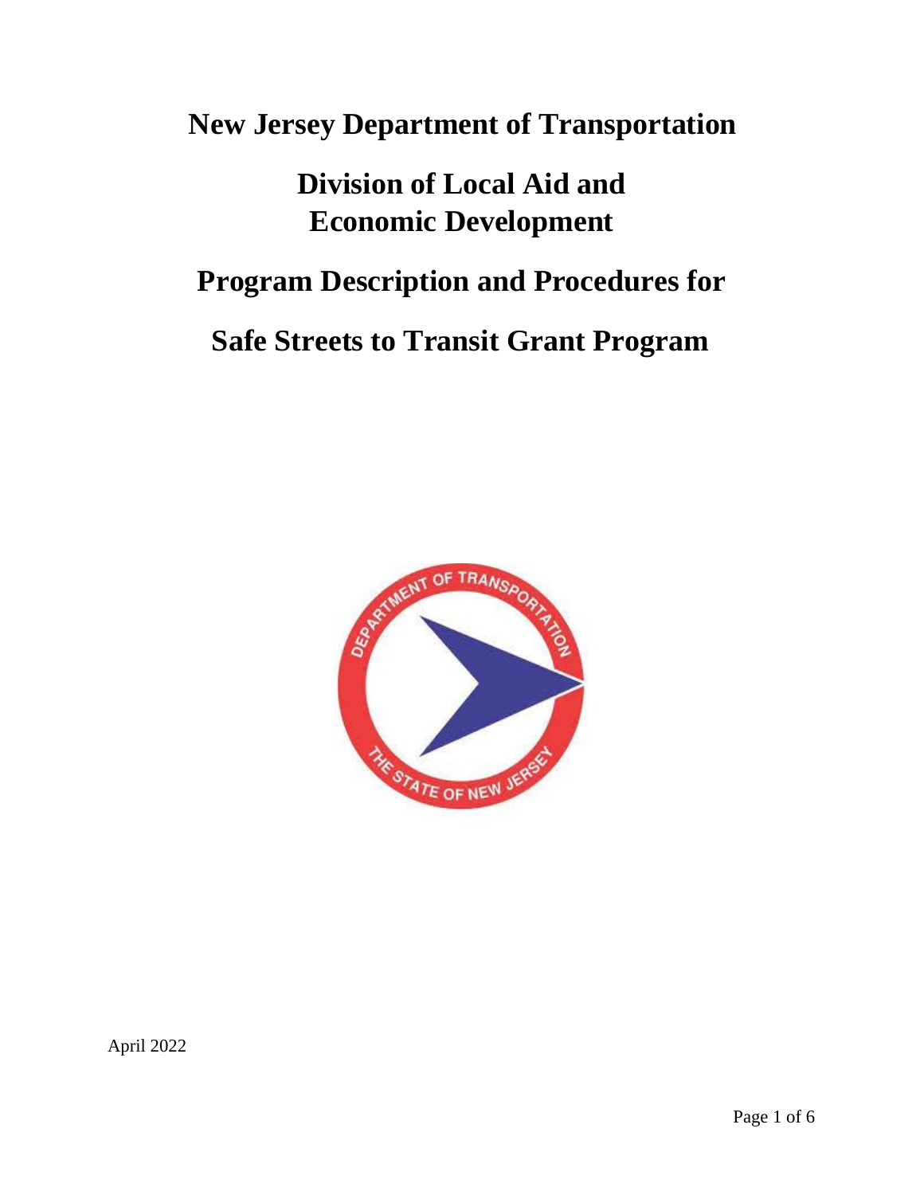# New Jersey Department of Transportation

## Division of Local Aid and Economic Development

## Program Description and Procedures for

## Safe Streets to Transit Grant Program

April 2022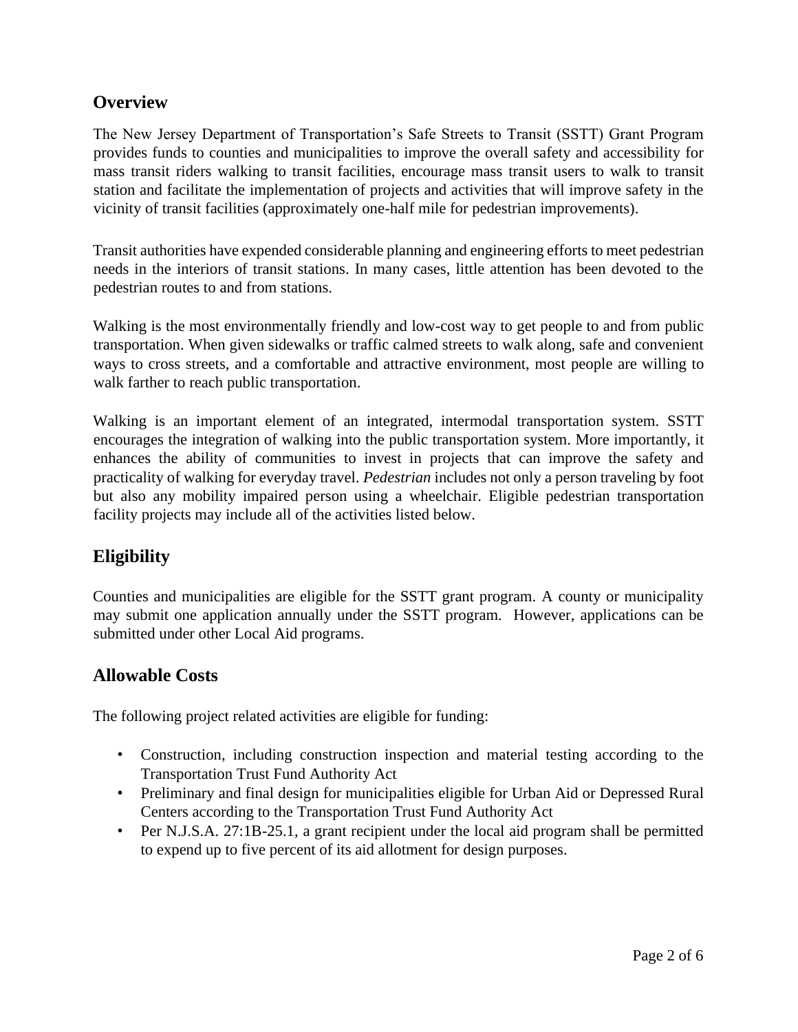## Overview

The New Jersey Department of Transportation's Safe Streets to Transit (SSTT) Grant Program provides funds to counties and municipalities to improve the overall safety and accessibility for mass transit riders walking to transit facilities, encourage mass transit users to walk to transit station and facilitate the implementation of projects and activities that will improve safety in the vicinity of transit facilities (approximately one-half mile for pedestrian improvements).

Transit authorities have expended considerable planning and engineering efforts to meet pedestrian needs in the interiors of transit stations. In many cases, little attention has been devoted to the pedestrian routes to and from stations.

Walking is the most environmentally friendly and low-cost way to get people to and from public transportation. When given sidewalks or traffic calmed streets to walk along, safe and convenient ways to cross streets, and a comfortable and attractive environment, most people are willing to walk farther to reach public transportation.

Walking is an important element of an integrated, intermodal transportation system. SSTT encourages the integration of walking into the public transportation system. More importantly, it enhances the ability of communities to invest in projects that can improve the safety and practicality of walking for everyday travel. *Pedestrian* includes not only a person traveling by foot but also any mobility impaired person using a wheelchair. Eligible pedestrian transportation facility projects may include all of the activities listed below.

## Eligibility

Counties and municipalities are eligible for the SSTT grant program. A county or municipality may submit one application annually under the SSTT program. However, applications can be submitted under other Local Aid programs.

## Allowable Costs

The following project related activities are eligible for funding:

- Construction, including construction inspection and material testing according to the Transportation Trust Fund Authority Act
- Preliminary and final design for municipalities eligible for Urban Aid or Depressed Rural Centers according to the Transportation Trust Fund Authority Act
- Per N.J.S.A. 27:1B-25.1, a grant recipient under the local aid program shall be permitted to expend up to five percent of its aid allotment for design purposes.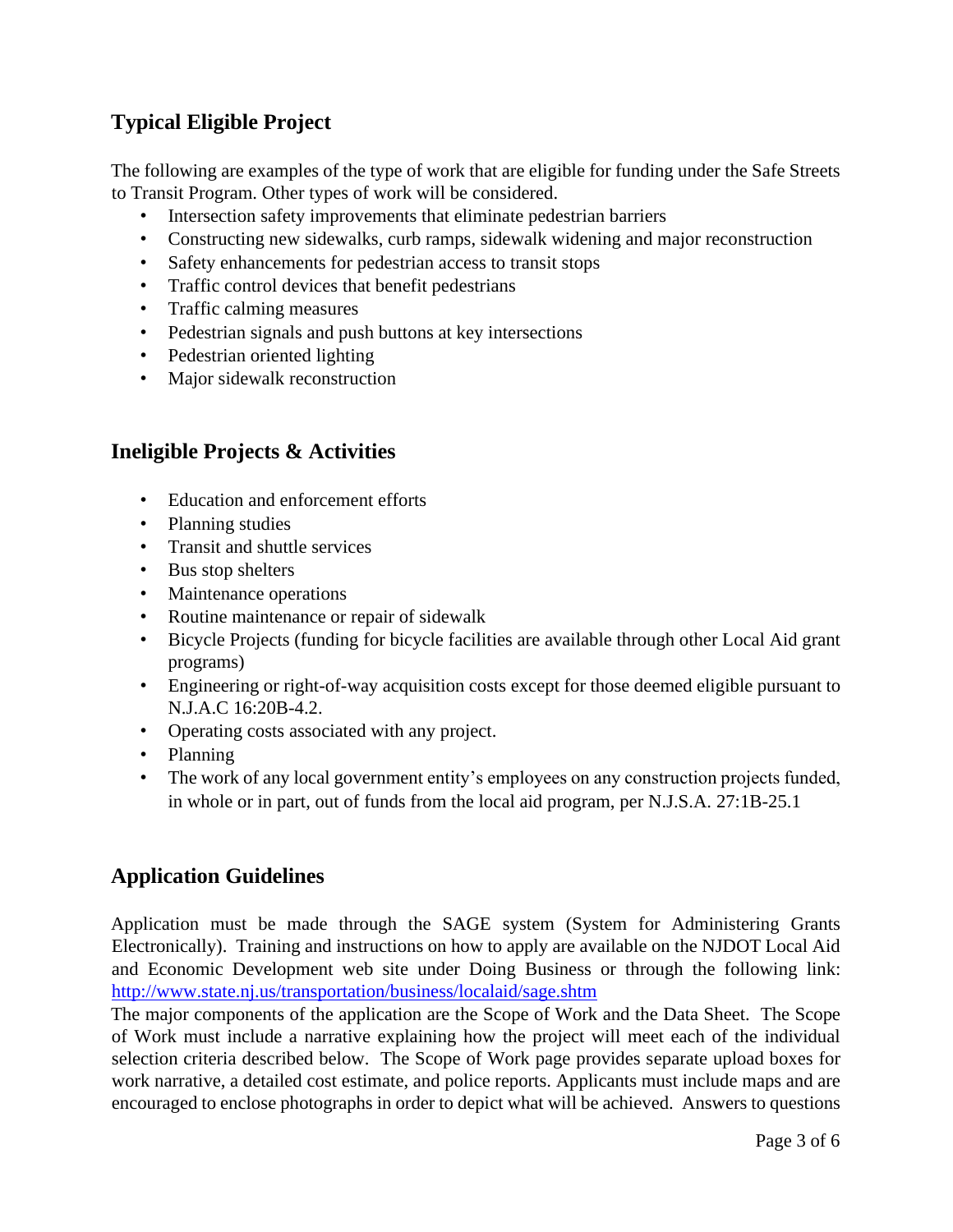## Typical Eligible Project

The following are examples of the type of work that are eligible for funding under the Safe Streets to Transit Program. Other types of work will be considered.

- Intersection safety improvements that eliminate pedestrian barriers
- Constructing new sidewalks, curb ramps, sidewalk widening and major reconstruction
- Safety enhancements for pedestrian access to transit stops
- Traffic control devices that benefit pedestrians
- Traffic calming measures
- Pedestrian signals and push buttons at key intersections
- Pedestrian oriented lighting
- Major sidewalk reconstruction

## Ineligible Projects & Activities

- Education and enforcement efforts
- Planning studies
- Transit and shuttle services
- Bus stop shelters
- Maintenance operations
- Routine maintenance or repair of sidewalk
- Bicycle Projects (funding for bicycle facilities are available through other Local Aid grant programs)
- Engineering or right-of-way acquisition costs except for those deemed eligible pursuant to N.J.A.C 16:20B-4.2.
- Operating costs associated with any project.
- Planning
- The work of any local government entity's employees on any construction projects funded, in whole or in part, out of funds from the local aid program, per N.J.S.A. 27:1B-25.1

## Application Guidelines

Application must be made through the SAGE system (System for Administering Grants Electronically). Training and instructions on how to apply are available on the NJDOT Local Aid and Economic Development web site under Doing Business or through the following link: http://www.state.nj.us/transportation/business/localaid/sage.shtm

The major components of the application are the Scope of Work and the Data Sheet. The Scope of Work must include a narrative explaining how the project will meet each of the individual selection criteria described below. The Scope of Work page provides separate upload boxes for work narrative, a detailed cost estimate, and police reports. Applicants must include maps and are encouraged to enclose photographs in order to depict what will be achieved. Answers to questions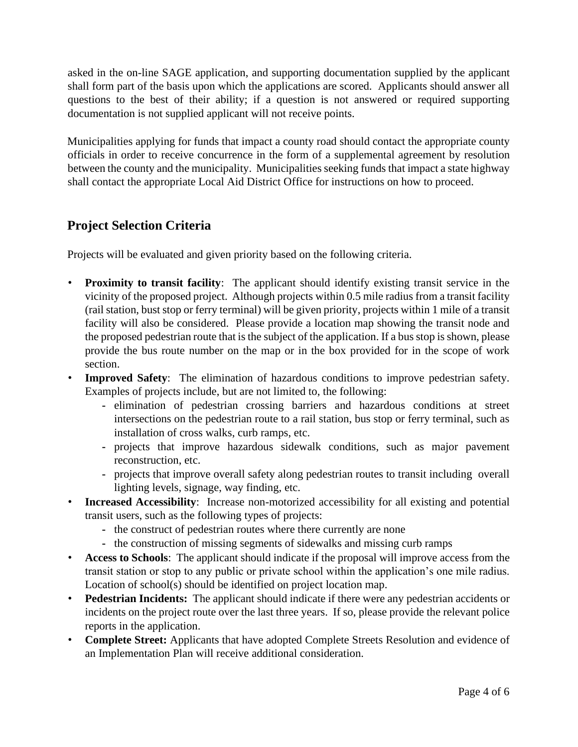asked in the on-line SAGE application, and supporting documentation supplied by the applicant shall form part of the basis upon which the applications are scored. Applicants should answer all questions to the best of their ability; if a question is not answered or required supporting documentation is not supplied applicant will not receive points.

Municipalities applying for funds that impact a county road should contact the appropriate county officials in order to receive concurrence in the form of a supplemental agreement by resolution between the county and the municipality. Municipalities seeking funds that impact a state highway shall contact the appropriate Local Aid District Office for instructions on how to proceed.

## Project Selection Criteria

Projects will be evaluated and given priority based on the following criteria.

- **Proximity to transit facility**: The applicant should identify existing transit service in the vicinity of the proposed project. Although projects within 0.5 mile radius from a transit facility (rail station, bust stop or ferry terminal) will be given priority, projects within 1 mile of a transit facility will also be considered. Please provide a location map showing the transit node and the proposed pedestrian route that is the subject of the application. If a bus stop is shown, please provide the bus route number on the map or in the box provided for in the scope of work section.
- **Improved Safety**: The elimination of hazardous conditions to improve pedestrian safety. Examples of projects include, but are not limited to, the following:
  - elimination of pedestrian crossing barriers and hazardous conditions at street intersections on the pedestrian route to a rail station, bus stop or ferry terminal, such as installation of cross walks, curb ramps, etc.
  - projects that improve hazardous sidewalk conditions, such as major pavement reconstruction, etc.
  - projects that improve overall safety along pedestrian routes to transit including overall lighting levels, signage, way finding, etc.
- **Increased Accessibility**: Increase non-motorized accessibility for all existing and potential transit users, such as the following types of projects:
  - the construct of pedestrian routes where there currently are none
  - the construction of missing segments of sidewalks and missing curb ramps
- **Access to Schools**: The applicant should indicate if the proposal will improve access from the transit station or stop to any public or private school within the application's one mile radius. Location of school(s) should be identified on project location map.
- **Pedestrian Incidents:** The applicant should indicate if there were any pedestrian accidents or incidents on the project route over the last three years. If so, please provide the relevant police reports in the application.
- **Complete Street:** Applicants that have adopted Complete Streets Resolution and evidence of an Implementation Plan will receive additional consideration.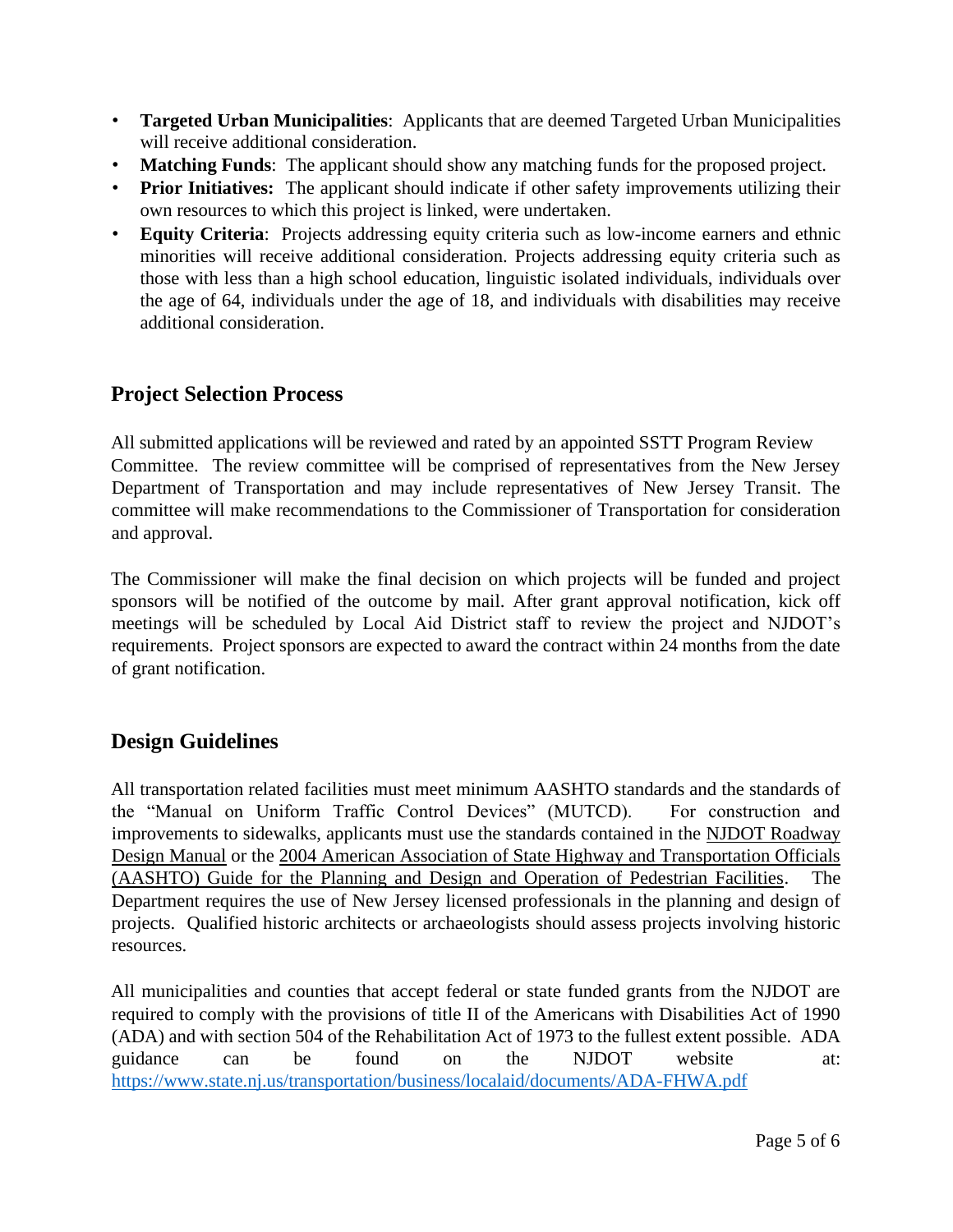- **Targeted Urban Municipalities**: Applicants that are deemed Targeted Urban Municipalities will receive additional consideration.
- **Matching Funds**: The applicant should show any matching funds for the proposed project.
- **Prior Initiatives:** The applicant should indicate if other safety improvements utilizing their own resources to which this project is linked, were undertaken.
- **Equity Criteria**: Projects addressing equity criteria such as low-income earners and ethnic minorities will receive additional consideration. Projects addressing equity criteria such as those with less than a high school education, linguistic isolated individuals, individuals over the age of 64, individuals under the age of 18, and individuals with disabilities may receive additional consideration.

## Project Selection Process

All submitted applications will be reviewed and rated by an appointed SSTT Program Review Committee. The review committee will be comprised of representatives from the New Jersey Department of Transportation and may include representatives of New Jersey Transit. The committee will make recommendations to the Commissioner of Transportation for consideration and approval.

The Commissioner will make the final decision on which projects will be funded and project sponsors will be notified of the outcome by mail. After grant approval notification, kick off meetings will be scheduled by Local Aid District staff to review the project and NJDOT's requirements. Project sponsors are expected to award the contract within 24 months from the date of grant notification.

## Design Guidelines

All transportation related facilities must meet minimum AASHTO standards and the standards of the "Manual on Uniform Traffic Control Devices" (MUTCD). For construction and improvements to sidewalks, applicants must use the standards contained in the NJDOT Roadway Design Manual or the 2004 American Association of State Highway and Transportation Officials (AASHTO) Guide for the Planning and Design and Operation of Pedestrian Facilities. The Department requires the use of New Jersey licensed professionals in the planning and design of projects. Qualified historic architects or archaeologists should assess projects involving historic resources.

All municipalities and counties that accept federal or state funded grants from the NJDOT are required to comply with the provisions of title II of the Americans with Disabilities Act of 1990 (ADA) and with section 504 of the Rehabilitation Act of 1973 to the fullest extent possible. ADA guidance can be found on the NJDOT website at: https://www.state.nj.us/transportation/business/localaid/documents/ADA-FHWA.pdf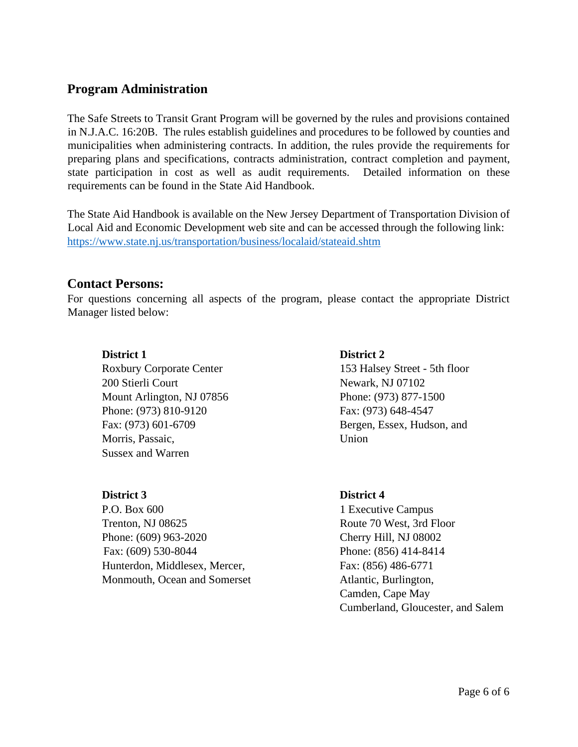## Program Administration

The Safe Streets to Transit Grant Program will be governed by the rules and provisions contained in N.J.A.C. 16:20B. The rules establish guidelines and procedures to be followed by counties and municipalities when administering contracts. In addition, the rules provide the requirements for preparing plans and specifications, contracts administration, contract completion and payment, state participation in cost as well as audit requirements. Detailed information on these requirements can be found in the State Aid Handbook.

The State Aid Handbook is available on the New Jersey Department of Transportation Division of Local Aid and Economic Development web site and can be accessed through the following link: https://www.state.nj.us/transportation/business/localaid/stateaid.shtm

## Contact Persons:

For questions concerning all aspects of the program, please contact the appropriate District Manager listed below:

**District 1**
Roxbury Corporate Center
200 Stierli Court
Mount Arlington, NJ 07856
Phone: (973) 810-9120
Fax: (973) 601-6709
Morris, Passaic,
Sussex and Warren

**District 2**
153 Halsey Street - 5th floor
Newark, NJ 07102
Phone: (973) 877-1500
Fax: (973) 648-4547
Bergen, Essex, Hudson, and
Union

**District 3**
P.O. Box 600
Trenton, NJ 08625
Phone: (609) 963-2020
Fax: (609) 530-8044
Hunterdon, Middlesex, Mercer,
Monmouth, Ocean and Somerset

**District 4**
1 Executive Campus
Route 70 West, 3rd Floor
Cherry Hill, NJ 08002
Phone: (856) 414-8414
Fax: (856) 486-6771
Atlantic, Burlington,
Camden, Cape May
Cumberland, Gloucester, and Salem